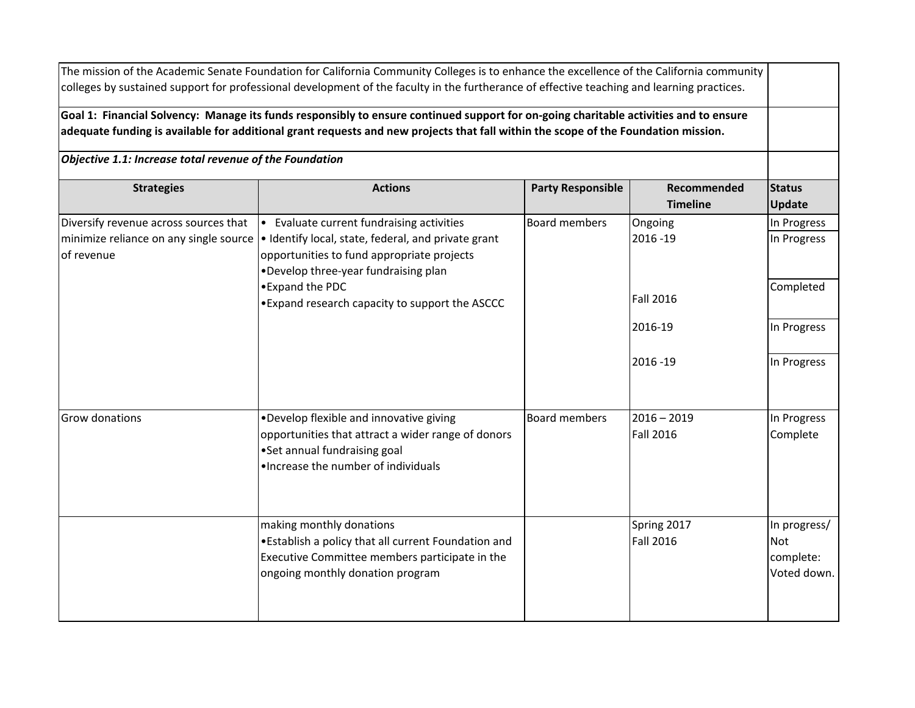The mission of the Academic Senate Foundation for California Community Colleges is to enhance the excellence of the California community colleges by sustained support for professional development of the faculty in the furtherance of effective teaching and learning practices.

**Goal 1: Financial Solvency: Manage its funds responsibly to ensure continued support for on-going charitable activities and to ensure adequate funding is available for additional grant requests and new projects that fall within the scope of the Foundation mission.**

***Objective 1.1: Increase total revenue of the Foundation***

| Strategies | Actions | Party Responsible | Recommended Timeline | Status Update |
|---|---|---|---|---|
| Diversify revenue across sources that minimize reliance on any single source of revenue | • Evaluate current fundraising activities | Board members | Ongoing | In Progress |
| | • Identify local, state, federal, and private grant opportunities to fund appropriate projects | | 2016 -19 | In Progress |
| | •Develop three-year fundraising plan | | Fall 2016 | Completed |
| | •Expand the PDC | | 2016-19 | In Progress |
| | •Expand research capacity to support the ASCCC | | 2016 -19 | In Progress |
| Grow donations | •Develop flexible and innovative giving opportunities that attract a wider range of donors | Board members | 2016 – 2019 | In Progress |
| | •Set annual fundraising goal | | Fall 2016 | Complete |
| | •Increase the number of individuals making monthly donations | | Spring 2017 | In progress/ |
| | •Establish a policy that all current Foundation and Executive Committee members participate in the ongoing monthly donation program | | Fall 2016 | Not complete: Voted down. |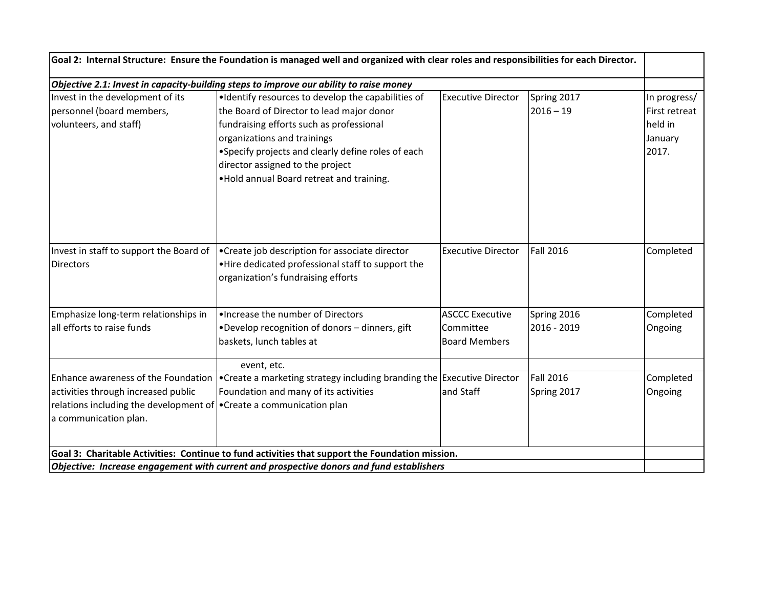| Goal 2: Internal Structure: Ensure the Foundation is managed well and organized with clear roles and responsibilities for each Director. | | | | |
|---|---|---|---|---|
| ***Objective 2.1: Invest in capacity-building steps to improve our ability to raise money*** | | | | |
| Invest in the development of its personnel (board members, volunteers, and staff) | •Identify resources to develop the capabilities of the Board of Director to lead major donor fundraising efforts such as professional organizations and trainings<br>•Specify projects and clearly define roles of each director assigned to the project<br>•Hold annual Board retreat and training. | Executive Director | Spring 2017<br>2016 – 19 | In progress/ First retreat held in January 2017. |
| Invest in staff to support the Board of Directors | •Create job description for associate director<br>•Hire dedicated professional staff to support the organization's fundraising efforts | Executive Director | Fall 2016 | Completed |
| Emphasize long-term relationships in all efforts to raise funds | •Increase the number of Directors<br>•Develop recognition of donors – dinners, gift baskets, lunch tables at | ASCCC Executive Committee<br>Board Members | Spring 2016<br>2016 - 2019 | Completed<br>Ongoing |
| | event, etc. | | | |
| Enhance awareness of the Foundation activities through increased public relations including the development of a communication plan. | •Create a marketing strategy including branding the Foundation and many of its activities<br>•Create a communication plan | Executive Director and Staff | Fall 2016<br>Spring 2017 | Completed<br>Ongoing |
| **Goal 3: Charitable Activities: Continue to fund activities that support the Foundation mission.** | | | | |
| ***Objective: Increase engagement with current and prospective donors and fund establishers*** | | | | |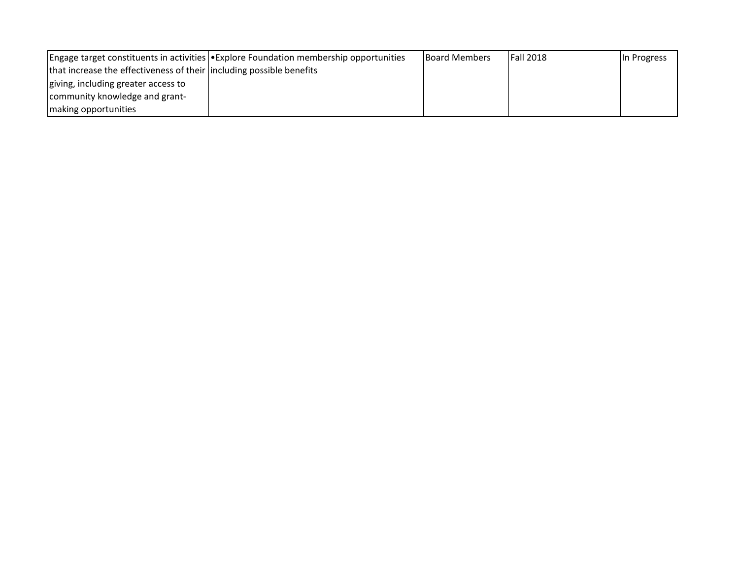| | | | | |
|---|---|---|---|---|
| Engage target constituents in activities that increase the effectiveness of their giving, including greater access to community knowledge and grant-making opportunities | •Explore Foundation membership opportunities including possible benefits | Board Members | Fall 2018 | In Progress |